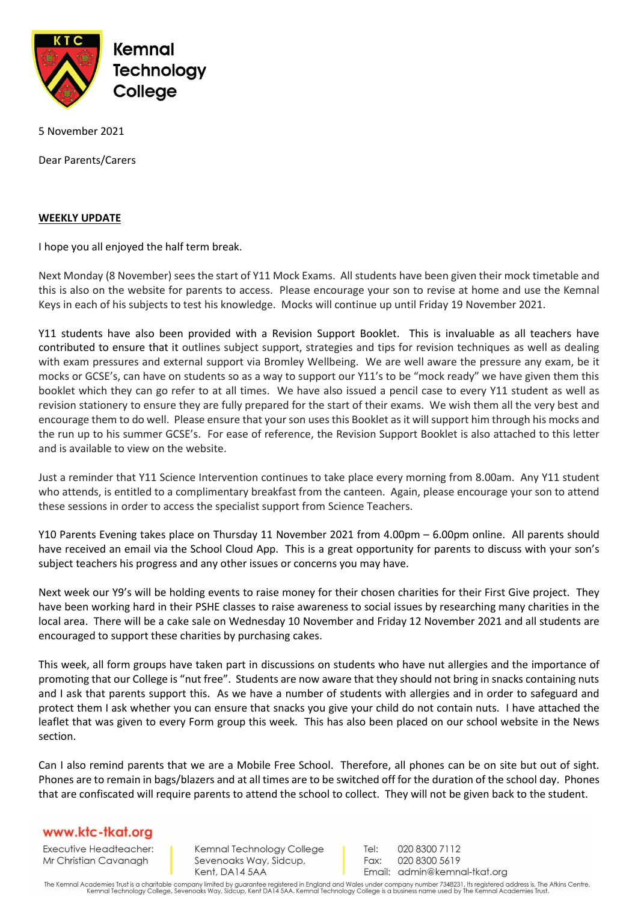Kemnal Technology College

5 November 2021

Dear Parents/Carers

**WEEKLY UPDATE**

I hope you all enjoyed the half term break.

Next Monday (8 November) sees the start of Y11 Mock Exams. All students have been given their mock timetable and this is also on the website for parents to access. Please encourage your son to revise at home and use the Kemnal Keys in each of his subjects to test his knowledge. Mocks will continue up until Friday 19 November 2021.

Y11 students have also been provided with a Revision Support Booklet. This is invaluable as all teachers have contributed to ensure that it outlines subject support, strategies and tips for revision techniques as well as dealing with exam pressures and external support via Bromley Wellbeing. We are well aware the pressure any exam, be it mocks or GCSE's, can have on students so as a way to support our Y11's to be "mock ready" we have given them this booklet which they can go refer to at all times. We have also issued a pencil case to every Y11 student as well as revision stationery to ensure they are fully prepared for the start of their exams. We wish them all the very best and encourage them to do well. Please ensure that your son uses this Booklet as it will support him through his mocks and the run up to his summer GCSE's. For ease of reference, the Revision Support Booklet is also attached to this letter and is available to view on the website.

Just a reminder that Y11 Science Intervention continues to take place every morning from 8.00am. Any Y11 student who attends, is entitled to a complimentary breakfast from the canteen. Again, please encourage your son to attend these sessions in order to access the specialist support from Science Teachers.

Y10 Parents Evening takes place on Thursday 11 November 2021 from 4.00pm – 6.00pm online. All parents should have received an email via the School Cloud App. This is a great opportunity for parents to discuss with your son's subject teachers his progress and any other issues or concerns you may have.

Next week our Y9's will be holding events to raise money for their chosen charities for their First Give project. They have been working hard in their PSHE classes to raise awareness to social issues by researching many charities in the local area. There will be a cake sale on Wednesday 10 November and Friday 12 November 2021 and all students are encouraged to support these charities by purchasing cakes.

This week, all form groups have taken part in discussions on students who have nut allergies and the importance of promoting that our College is "nut free". Students are now aware that they should not bring in snacks containing nuts and I ask that parents support this. As we have a number of students with allergies and in order to safeguard and protect them I ask whether you can ensure that snacks you give your child do not contain nuts. I have attached the leaflet that was given to every Form group this week. This has also been placed on our school website in the News section.

Can I also remind parents that we are a Mobile Free School. Therefore, all phones can be on site but out of sight. Phones are to remain in bags/blazers and at all times are to be switched off for the duration of the school day. Phones that are confiscated will require parents to attend the school to collect. They will not be given back to the student.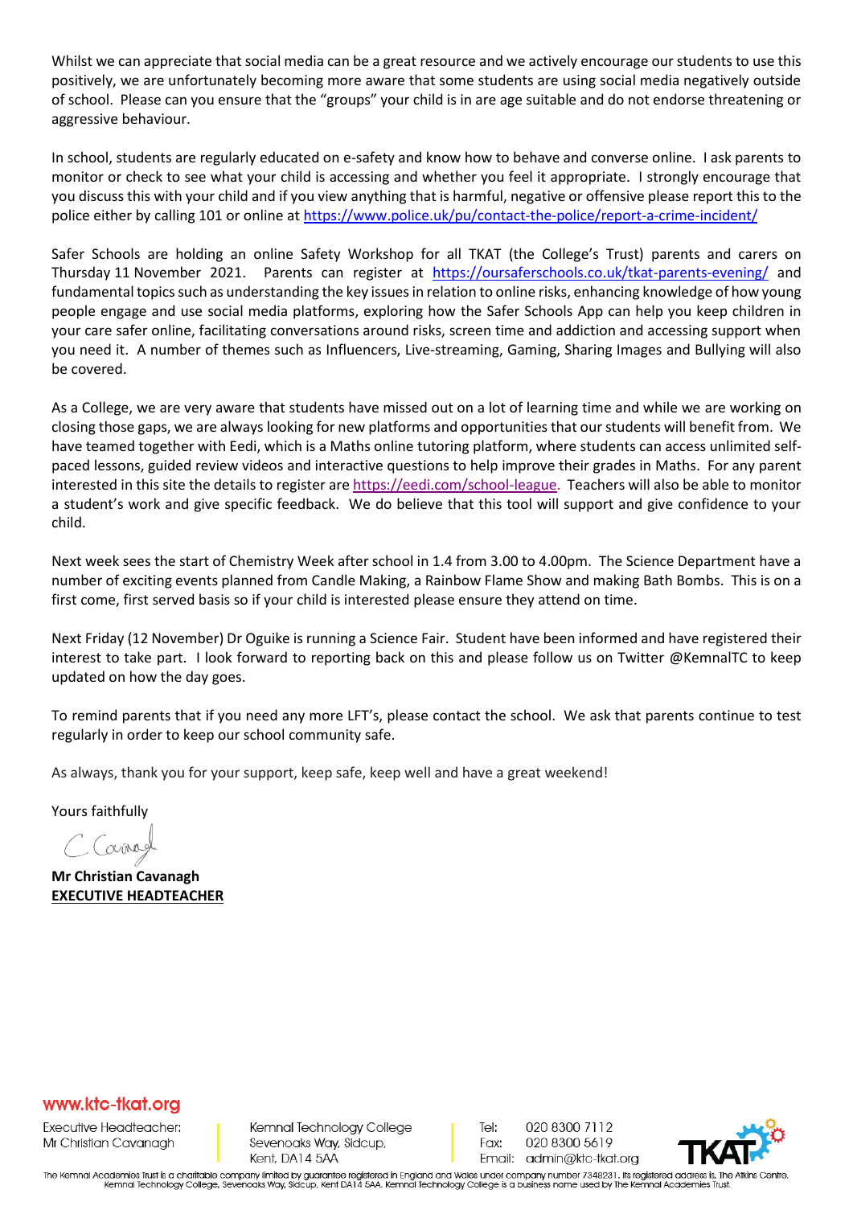Whilst we can appreciate that social media can be a great resource and we actively encourage our students to use this positively, we are unfortunately becoming more aware that some students are using social media negatively outside of school. Please can you ensure that the "groups" your child is in are age suitable and do not endorse threatening or aggressive behaviour.

In school, students are regularly educated on e-safety and know how to behave and converse online. I ask parents to monitor or check to see what your child is accessing and whether you feel it appropriate. I strongly encourage that you discuss this with your child and if you view anything that is harmful, negative or offensive please report this to the police either by calling 101 or online at https://www.police.uk/pu/contact-the-police/report-a-crime-incident/

Safer Schools are holding an online Safety Workshop for all TKAT (the College's Trust) parents and carers on Thursday 11 November 2021. Parents can register at https://oursaferschools.co.uk/tkat-parents-evening/ and fundamental topics such as understanding the key issues in relation to online risks, enhancing knowledge of how young people engage and use social media platforms, exploring how the Safer Schools App can help you keep children in your care safer online, facilitating conversations around risks, screen time and addiction and accessing support when you need it. A number of themes such as Influencers, Live-streaming, Gaming, Sharing Images and Bullying will also be covered.

As a College, we are very aware that students have missed out on a lot of learning time and while we are working on closing those gaps, we are always looking for new platforms and opportunities that our students will benefit from. We have teamed together with Eedi, which is a Maths online tutoring platform, where students can access unlimited self-paced lessons, guided review videos and interactive questions to help improve their grades in Maths. For any parent interested in this site the details to register are https://eedi.com/school-league. Teachers will also be able to monitor a student's work and give specific feedback. We do believe that this tool will support and give confidence to your child.

Next week sees the start of Chemistry Week after school in 1.4 from 3.00 to 4.00pm. The Science Department have a number of exciting events planned from Candle Making, a Rainbow Flame Show and making Bath Bombs. This is on a first come, first served basis so if your child is interested please ensure they attend on time.

Next Friday (12 November) Dr Oguike is running a Science Fair. Student have been informed and have registered their interest to take part. I look forward to reporting back on this and please follow us on Twitter @KemnalTC to keep updated on how the day goes.

To remind parents that if you need any more LFT's, please contact the school. We ask that parents continue to test regularly in order to keep our school community safe.

As always, thank you for your support, keep safe, keep well and have a great weekend!

Yours faithfully

**Mr Christian Cavanagh**
**EXECUTIVE HEADTEACHER**

www.ktc-tkat.org

Executive Headteacher: Mr Christian Cavanagh

Kemnal Technology College
Sevenoaks Way, Sidcup,
Kent, DA14 5AA

Tel: 020 8300 7112
Fax: 020 8300 5619
Email: admin@ktc-tkat.org

The Kemnal Academies Trust is a charitable company limited by guarantee registered in England and Wales under company number 7348231. Its registered address is, The Atkins Centre, Kemnal Technology College, Sevenoaks Way, Sidcup, Kent DA14 5AA. Kemnal Technology College is a business name used by The Kemnal Academies Trust.